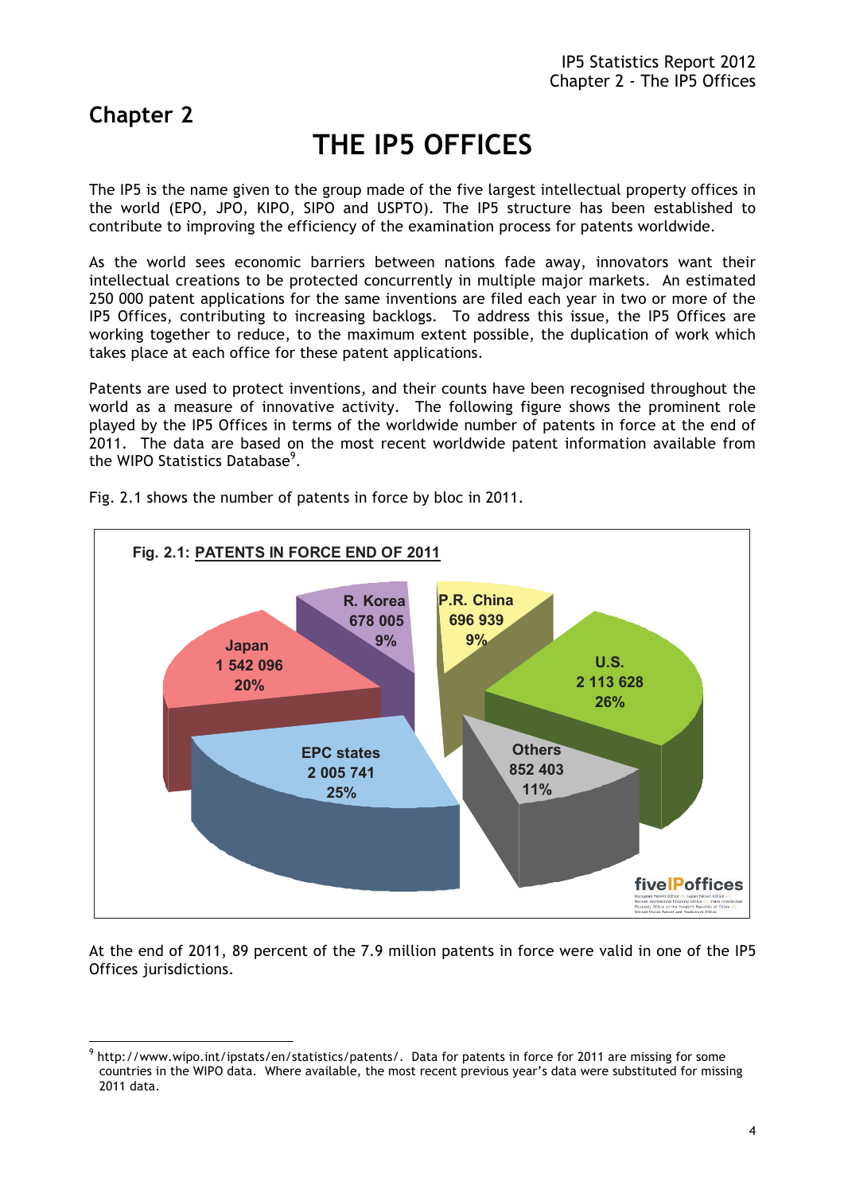## Chapter 2

# THE IP5 OFFICES

The IP5 is the name given to the group made of the five largest intellectual property offices in the world (EPO, JPO, KIPO, SIPO and USPTO). The IP5 structure has been established to contribute to improving the efficiency of the examination process for patents worldwide.

As the world sees economic barriers between nations fade away, innovators want their intellectual creations to be protected concurrently in multiple major markets. An estimated 250 000 patent applications for the same inventions are filed each year in two or more of the IP5 Offices, contributing to increasing backlogs. To address this issue, the IP5 Offices are working together to reduce, to the maximum extent possible, the duplication of work which takes place at each office for these patent applications.

Patents are used to protect inventions, and their counts have been recognised throughout the world as a measure of innovative activity. The following figure shows the prominent role played by the IP5 Offices in terms of the worldwide number of patents in force at the end of 2011. The data are based on the most recent worldwide patent information available from the WIPO Statistics Database[9].

Fig. 2.1 shows the number of patents in force by bloc in 2011.

**Fig. 2.1: PATENTS IN FORCE END OF 2011**

| Bloc | Patents in force | Share |
|---|---|---|
| R. Korea | 678 005 | 9% |
| P.R. China | 696 939 | 9% |
| U.S. | 2 113 628 | 26% |
| Others | 852 403 | 11% |
| EPC states | 2 005 741 | 25% |
| Japan | 1 542 096 | 20% |

At the end of 2011, 89 percent of the 7.9 million patents in force were valid in one of the IP5 Offices jurisdictions.

---

[9] http://www.wipo.int/ipstats/en/statistics/patents/. Data for patents in force for 2011 are missing for some countries in the WIPO data. Where available, the most recent previous year's data were substituted for missing 2011 data.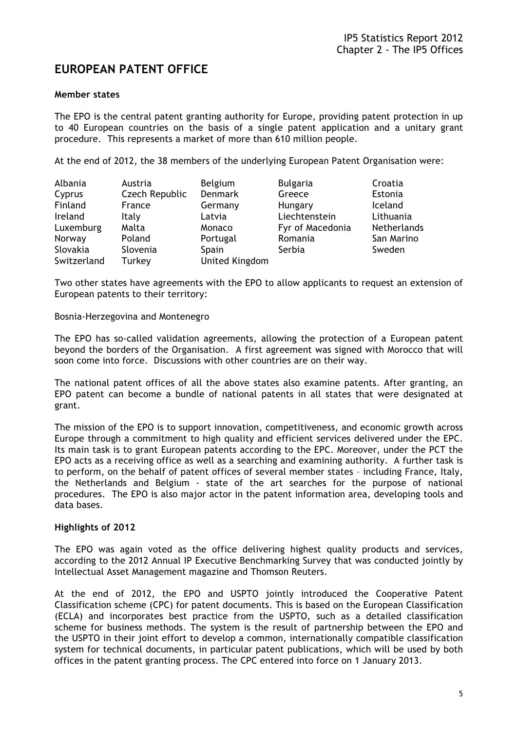# EUROPEAN PATENT OFFICE

**Member states**

The EPO is the central patent granting authority for Europe, providing patent protection in up to 40 European countries on the basis of a single patent application and a unitary grant procedure. This represents a market of more than 610 million people.

At the end of 2012, the 38 members of the underlying European Patent Organisation were:

| | | | | |
|---|---|---|---|---|
| Albania | Austria | Belgium | Bulgaria | Croatia |
| Cyprus | Czech Republic | Denmark | Greece | Estonia |
| Finland | France | Germany | Hungary | Iceland |
| Ireland | Italy | Latvia | Liechtenstein | Lithuania |
| Luxemburg | Malta | Monaco | Fyr of Macedonia | Netherlands |
| Norway | Poland | Portugal | Romania | San Marino |
| Slovakia | Slovenia | Spain | Serbia | Sweden |
| Switzerland | Turkey | United Kingdom | | |

Two other states have agreements with the EPO to allow applicants to request an extension of European patents to their territory:

Bosnia-Herzegovina and Montenegro

The EPO has so-called validation agreements, allowing the protection of a European patent beyond the borders of the Organisation. A first agreement was signed with Morocco that will soon come into force. Discussions with other countries are on their way.

The national patent offices of all the above states also examine patents. After granting, an EPO patent can become a bundle of national patents in all states that were designated at grant.

The mission of the EPO is to support innovation, competitiveness, and economic growth across Europe through a commitment to high quality and efficient services delivered under the EPC. Its main task is to grant European patents according to the EPC. Moreover, under the PCT the EPO acts as a receiving office as well as a searching and examining authority. A further task is to perform, on the behalf of patent offices of several member states – including France, Italy, the Netherlands and Belgium - state of the art searches for the purpose of national procedures. The EPO is also major actor in the patent information area, developing tools and data bases.

**Highlights of 2012**

The EPO was again voted as the office delivering highest quality products and services, according to the 2012 Annual IP Executive Benchmarking Survey that was conducted jointly by Intellectual Asset Management magazine and Thomson Reuters.

At the end of 2012, the EPO and USPTO jointly introduced the Cooperative Patent Classification scheme (CPC) for patent documents. This is based on the European Classification (ECLA) and incorporates best practice from the USPTO, such as a detailed classification scheme for business methods. The system is the result of partnership between the EPO and the USPTO in their joint effort to develop a common, internationally compatible classification system for technical documents, in particular patent publications, which will be used by both offices in the patent granting process. The CPC entered into force on 1 January 2013.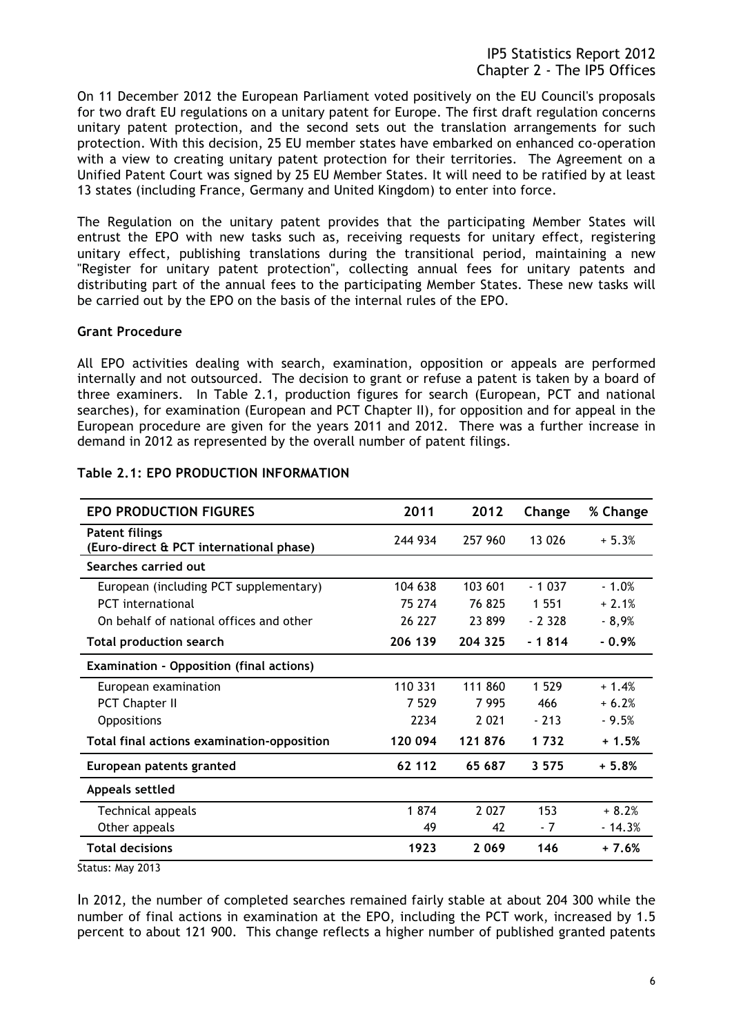On 11 December 2012 the European Parliament voted positively on the EU Council's proposals for two draft EU regulations on a unitary patent for Europe. The first draft regulation concerns unitary patent protection, and the second sets out the translation arrangements for such protection. With this decision, 25 EU member states have embarked on enhanced co-operation with a view to creating unitary patent protection for their territories. The Agreement on a Unified Patent Court was signed by 25 EU Member States. It will need to be ratified by at least 13 states (including France, Germany and United Kingdom) to enter into force.

The Regulation on the unitary patent provides that the participating Member States will entrust the EPO with new tasks such as, receiving requests for unitary effect, registering unitary effect, publishing translations during the transitional period, maintaining a new "Register for unitary patent protection", collecting annual fees for unitary patents and distributing part of the annual fees to the participating Member States. These new tasks will be carried out by the EPO on the basis of the internal rules of the EPO.

**Grant Procedure**

All EPO activities dealing with search, examination, opposition or appeals are performed internally and not outsourced. The decision to grant or refuse a patent is taken by a board of three examiners. In Table 2.1, production figures for search (European, PCT and national searches), for examination (European and PCT Chapter II), for opposition and for appeal in the European procedure are given for the years 2011 and 2012. There was a further increase in demand in 2012 as represented by the overall number of patent filings.

**Table 2.1: EPO PRODUCTION INFORMATION**

| EPO PRODUCTION FIGURES | 2011 | 2012 | Change | % Change |
|---|---|---|---|---|
| **Patent filings (Euro-direct & PCT international phase)** | 244 934 | 257 960 | 13 026 | + 5.3% |
| **Searches carried out** | | | | |
| European (including PCT supplementary) | 104 638 | 103 601 | - 1 037 | - 1.0% |
| PCT international | 75 274 | 76 825 | 1 551 | + 2.1% |
| On behalf of national offices and other | 26 227 | 23 899 | - 2 328 | - 8,9% |
| **Total production search** | **206 139** | **204 325** | **- 1 814** | **- 0.9%** |
| **Examination - Opposition (final actions)** | | | | |
| European examination | 110 331 | 111 860 | 1 529 | + 1.4% |
| PCT Chapter II | 7 529 | 7 995 | 466 | + 6.2% |
| Oppositions | 2234 | 2 021 | - 213 | - 9.5% |
| **Total final actions examination-opposition** | **120 094** | **121 876** | **1 732** | **+ 1.5%** |
| **European patents granted** | **62 112** | **65 687** | **3 575** | **+ 5.8%** |
| **Appeals settled** | | | | |
| Technical appeals | 1 874 | 2 027 | 153 | + 8.2% |
| Other appeals | 49 | 42 | - 7 | - 14.3% |
| **Total decisions** | **1923** | **2 069** | **146** | **+ 7.6%** |

Status: May 2013

In 2012, the number of completed searches remained fairly stable at about 204 300 while the number of final actions in examination at the EPO, including the PCT work, increased by 1.5 percent to about 121 900. This change reflects a higher number of published granted patents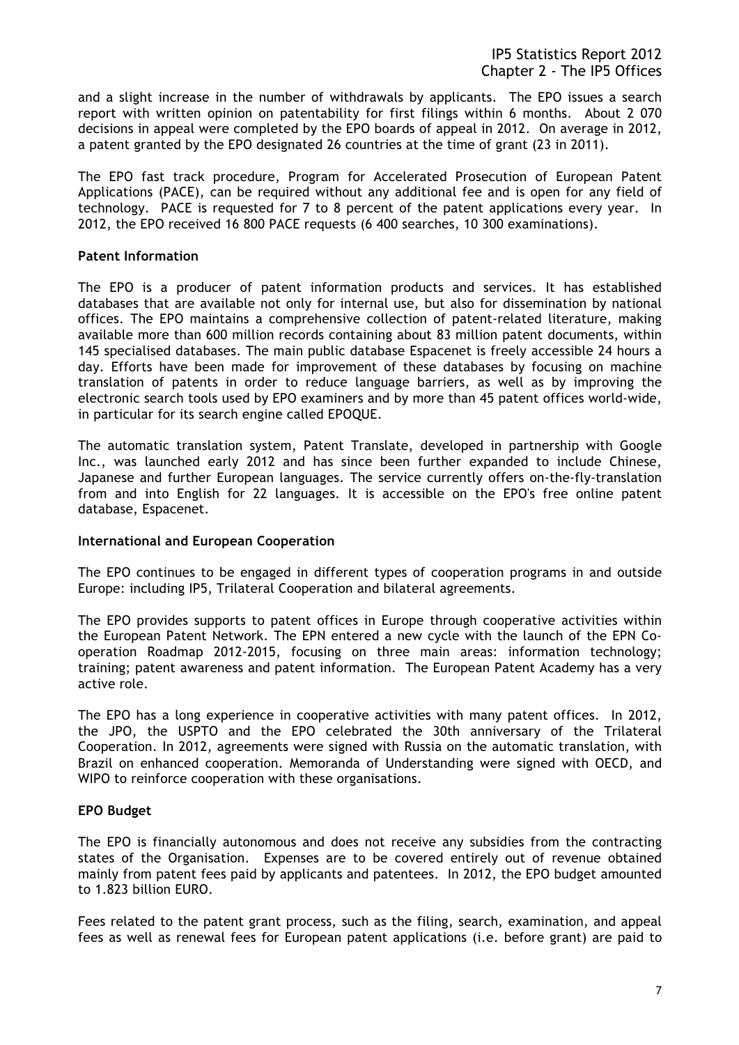and a slight increase in the number of withdrawals by applicants. The EPO issues a search report with written opinion on patentability for first filings within 6 months. About 2 070 decisions in appeal were completed by the EPO boards of appeal in 2012. On average in 2012, a patent granted by the EPO designated 26 countries at the time of grant (23 in 2011).

The EPO fast track procedure, Program for Accelerated Prosecution of European Patent Applications (PACE), can be required without any additional fee and is open for any field of technology. PACE is requested for 7 to 8 percent of the patent applications every year. In 2012, the EPO received 16 800 PACE requests (6 400 searches, 10 300 examinations).

**Patent Information**

The EPO is a producer of patent information products and services. It has established databases that are available not only for internal use, but also for dissemination by national offices. The EPO maintains a comprehensive collection of patent-related literature, making available more than 600 million records containing about 83 million patent documents, within 145 specialised databases. The main public database Espacenet is freely accessible 24 hours a day. Efforts have been made for improvement of these databases by focusing on machine translation of patents in order to reduce language barriers, as well as by improving the electronic search tools used by EPO examiners and by more than 45 patent offices world-wide, in particular for its search engine called EPOQUE.

The automatic translation system, Patent Translate, developed in partnership with Google Inc., was launched early 2012 and has since been further expanded to include Chinese, Japanese and further European languages. The service currently offers on-the-fly-translation from and into English for 22 languages. It is accessible on the EPO's free online patent database, Espacenet.

**International and European Cooperation**

The EPO continues to be engaged in different types of cooperation programs in and outside Europe: including IP5, Trilateral Cooperation and bilateral agreements.

The EPO provides supports to patent offices in Europe through cooperative activities within the European Patent Network. The EPN entered a new cycle with the launch of the EPN Co-operation Roadmap 2012-2015, focusing on three main areas: information technology; training; patent awareness and patent information. The European Patent Academy has a very active role.

The EPO has a long experience in cooperative activities with many patent offices. In 2012, the JPO, the USPTO and the EPO celebrated the 30th anniversary of the Trilateral Cooperation. In 2012, agreements were signed with Russia on the automatic translation, with Brazil on enhanced cooperation. Memoranda of Understanding were signed with OECD, and WIPO to reinforce cooperation with these organisations.

**EPO Budget**

The EPO is financially autonomous and does not receive any subsidies from the contracting states of the Organisation. Expenses are to be covered entirely out of revenue obtained mainly from patent fees paid by applicants and patentees. In 2012, the EPO budget amounted to 1.823 billion EURO.

Fees related to the patent grant process, such as the filing, search, examination, and appeal fees as well as renewal fees for European patent applications (i.e. before grant) are paid to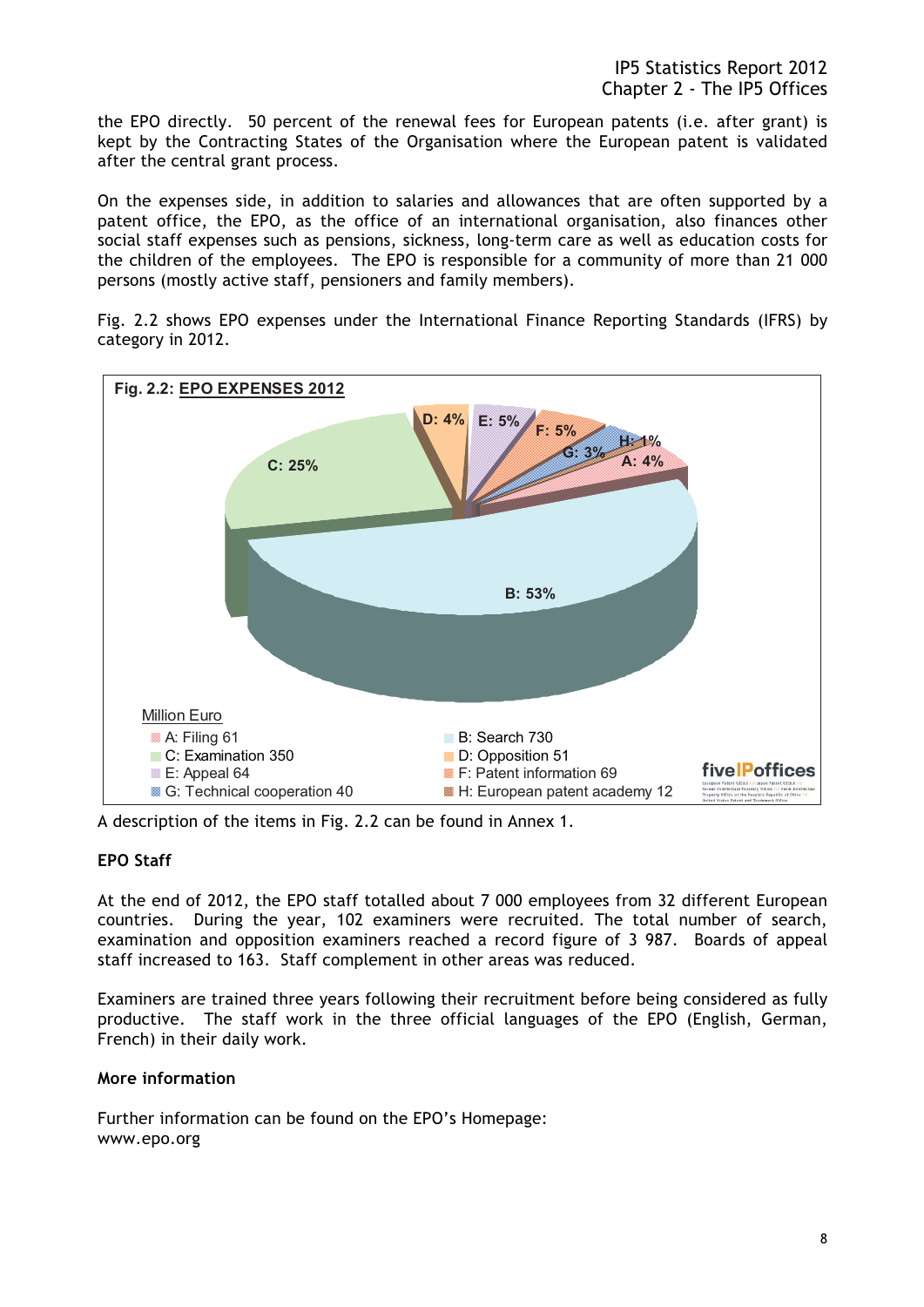the EPO directly. 50 percent of the renewal fees for European patents (i.e. after grant) is kept by the Contracting States of the Organisation where the European patent is validated after the central grant process.

On the expenses side, in addition to salaries and allowances that are often supported by a patent office, the EPO, as the office of an international organisation, also finances other social staff expenses such as pensions, sickness, long-term care as well as education costs for the children of the employees. The EPO is responsible for a community of more than 21 000 persons (mostly active staff, pensioners and family members).

Fig. 2.2 shows EPO expenses under the International Finance Reporting Standards (IFRS) by category in 2012.

**Fig. 2.2: EPO EXPENSES 2012**

Million Euro

- A: Filing 61
- B: Search 730
- C: Examination 350
- D: Opposition 51
- E: Appeal 64
- F: Patent information 69
- G: Technical cooperation 40
- H: European patent academy 12

A description of the items in Fig. 2.2 can be found in Annex 1.

**EPO Staff**

At the end of 2012, the EPO staff totalled about 7 000 employees from 32 different European countries. During the year, 102 examiners were recruited. The total number of search, examination and opposition examiners reached a record figure of 3 987. Boards of appeal staff increased to 163. Staff complement in other areas was reduced.

Examiners are trained three years following their recruitment before being considered as fully productive. The staff work in the three official languages of the EPO (English, German, French) in their daily work.

**More information**

Further information can be found on the EPO's Homepage:
www.epo.org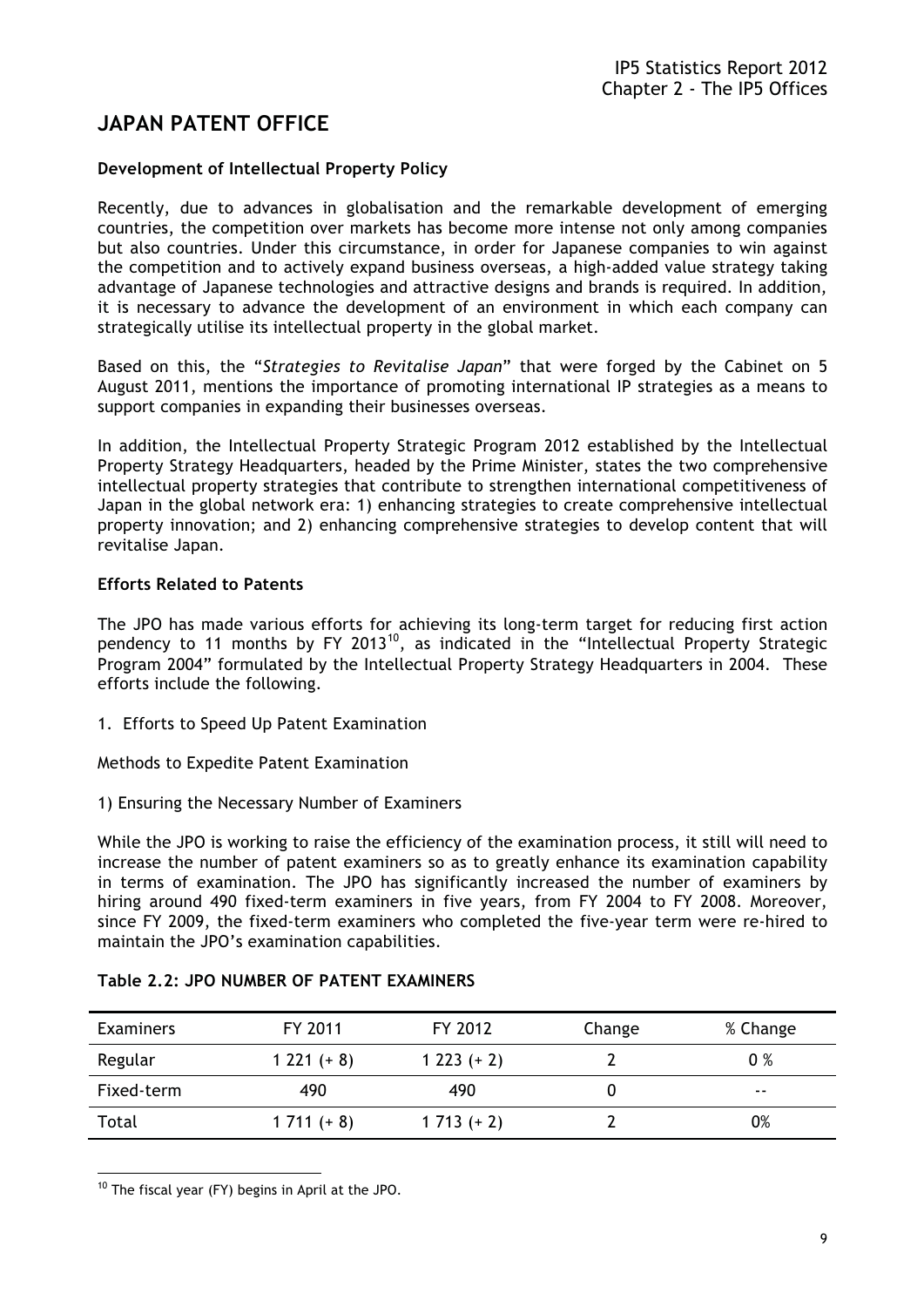# JAPAN PATENT OFFICE

**Development of Intellectual Property Policy**

Recently, due to advances in globalisation and the remarkable development of emerging countries, the competition over markets has become more intense not only among companies but also countries. Under this circumstance, in order for Japanese companies to win against the competition and to actively expand business overseas, a high-added value strategy taking advantage of Japanese technologies and attractive designs and brands is required. In addition, it is necessary to advance the development of an environment in which each company can strategically utilise its intellectual property in the global market.

Based on this, the "*Strategies to Revitalise Japan*" that were forged by the Cabinet on 5 August 2011, mentions the importance of promoting international IP strategies as a means to support companies in expanding their businesses overseas.

In addition, the Intellectual Property Strategic Program 2012 established by the Intellectual Property Strategy Headquarters, headed by the Prime Minister, states the two comprehensive intellectual property strategies that contribute to strengthen international competitiveness of Japan in the global network era: 1) enhancing strategies to create comprehensive intellectual property innovation; and 2) enhancing comprehensive strategies to develop content that will revitalise Japan.

**Efforts Related to Patents**

The JPO has made various efforts for achieving its long-term target for reducing first action pendency to 11 months by FY 2013[10], as indicated in the "Intellectual Property Strategic Program 2004" formulated by the Intellectual Property Strategy Headquarters in 2004. These efforts include the following.

1. Efforts to Speed Up Patent Examination

Methods to Expedite Patent Examination

1) Ensuring the Necessary Number of Examiners

While the JPO is working to raise the efficiency of the examination process, it still will need to increase the number of patent examiners so as to greatly enhance its examination capability in terms of examination. The JPO has significantly increased the number of examiners by hiring around 490 fixed-term examiners in five years, from FY 2004 to FY 2008. Moreover, since FY 2009, the fixed-term examiners who completed the five-year term were re-hired to maintain the JPO's examination capabilities.

**Table 2.2: JPO NUMBER OF PATENT EXAMINERS**

| Examiners | FY 2011 | FY 2012 | Change | % Change |
|---|---|---|---|---|
| Regular | 1 221 (+ 8) | 1 223 (+ 2) | 2 | 0 % |
| Fixed-term | 490 | 490 | 0 | -- |
| Total | 1 711 (+ 8) | 1 713 (+ 2) | 2 | 0% |

[10] The fiscal year (FY) begins in April at the JPO.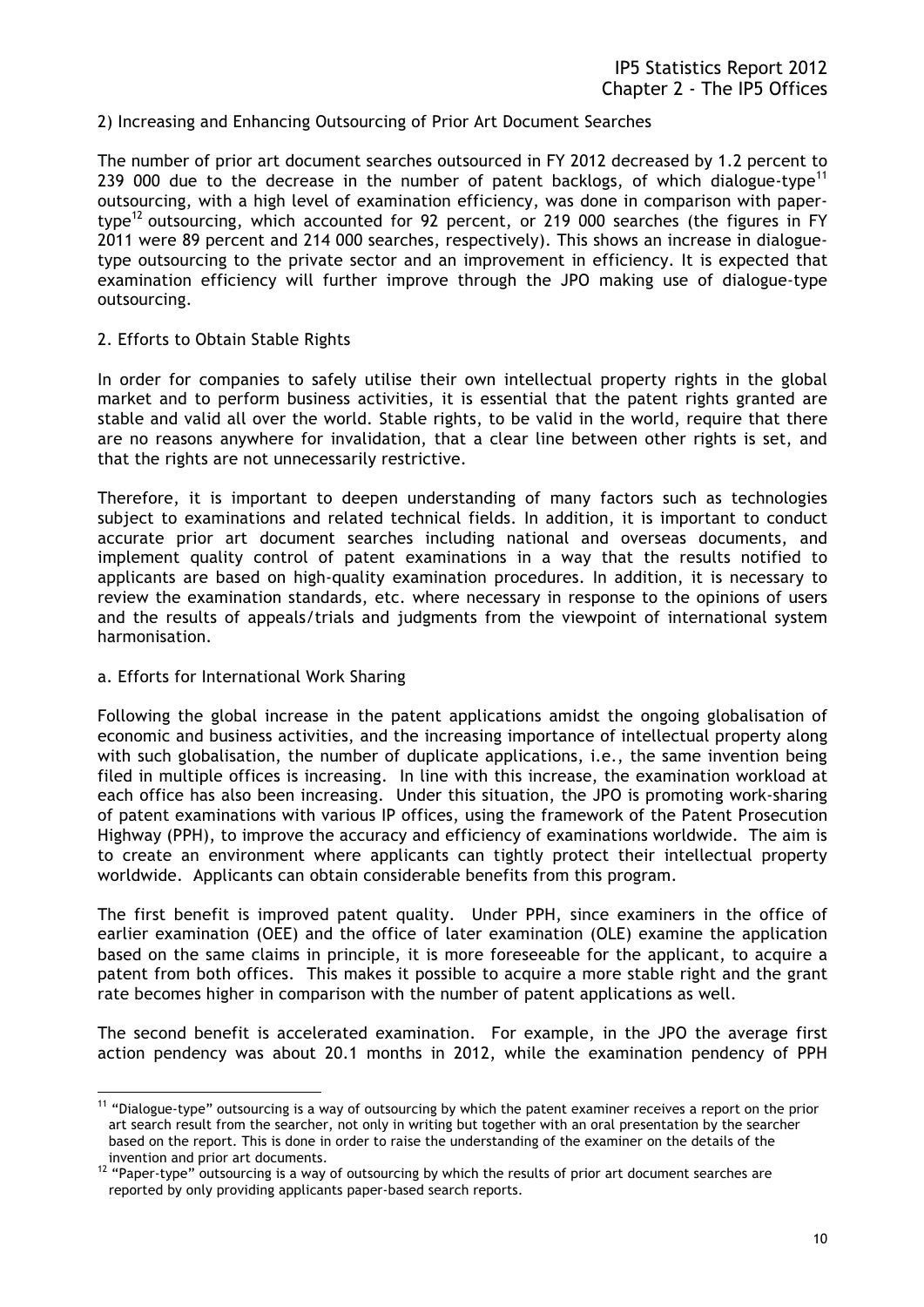2) Increasing and Enhancing Outsourcing of Prior Art Document Searches

The number of prior art document searches outsourced in FY 2012 decreased by 1.2 percent to 239 000 due to the decrease in the number of patent backlogs, of which dialogue-type[11] outsourcing, with a high level of examination efficiency, was done in comparison with paper-type[12] outsourcing, which accounted for 92 percent, or 219 000 searches (the figures in FY 2011 were 89 percent and 214 000 searches, respectively). This shows an increase in dialogue-type outsourcing to the private sector and an improvement in efficiency. It is expected that examination efficiency will further improve through the JPO making use of dialogue-type outsourcing.

2. Efforts to Obtain Stable Rights

In order for companies to safely utilise their own intellectual property rights in the global market and to perform business activities, it is essential that the patent rights granted are stable and valid all over the world. Stable rights, to be valid in the world, require that there are no reasons anywhere for invalidation, that a clear line between other rights is set, and that the rights are not unnecessarily restrictive.

Therefore, it is important to deepen understanding of many factors such as technologies subject to examinations and related technical fields. In addition, it is important to conduct accurate prior art document searches including national and overseas documents, and implement quality control of patent examinations in a way that the results notified to applicants are based on high-quality examination procedures. In addition, it is necessary to review the examination standards, etc. where necessary in response to the opinions of users and the results of appeals/trials and judgments from the viewpoint of international system harmonisation.

a. Efforts for International Work Sharing

Following the global increase in the patent applications amidst the ongoing globalisation of economic and business activities, and the increasing importance of intellectual property along with such globalisation, the number of duplicate applications, i.e., the same invention being filed in multiple offices is increasing. In line with this increase, the examination workload at each office has also been increasing. Under this situation, the JPO is promoting work-sharing of patent examinations with various IP offices, using the framework of the Patent Prosecution Highway (PPH), to improve the accuracy and efficiency of examinations worldwide. The aim is to create an environment where applicants can tightly protect their intellectual property worldwide. Applicants can obtain considerable benefits from this program.

The first benefit is improved patent quality. Under PPH, since examiners in the office of earlier examination (OEE) and the office of later examination (OLE) examine the application based on the same claims in principle, it is more foreseeable for the applicant, to acquire a patent from both offices. This makes it possible to acquire a more stable right and the grant rate becomes higher in comparison with the number of patent applications as well.

The second benefit is accelerated examination. For example, in the JPO the average first action pendency was about 20.1 months in 2012, while the examination pendency of PPH

---

[11] "Dialogue-type" outsourcing is a way of outsourcing by which the patent examiner receives a report on the prior art search result from the searcher, not only in writing but together with an oral presentation by the searcher based on the report. This is done in order to raise the understanding of the examiner on the details of the invention and prior art documents.

[12] "Paper-type" outsourcing is a way of outsourcing by which the results of prior art document searches are reported by only providing applicants paper-based search reports.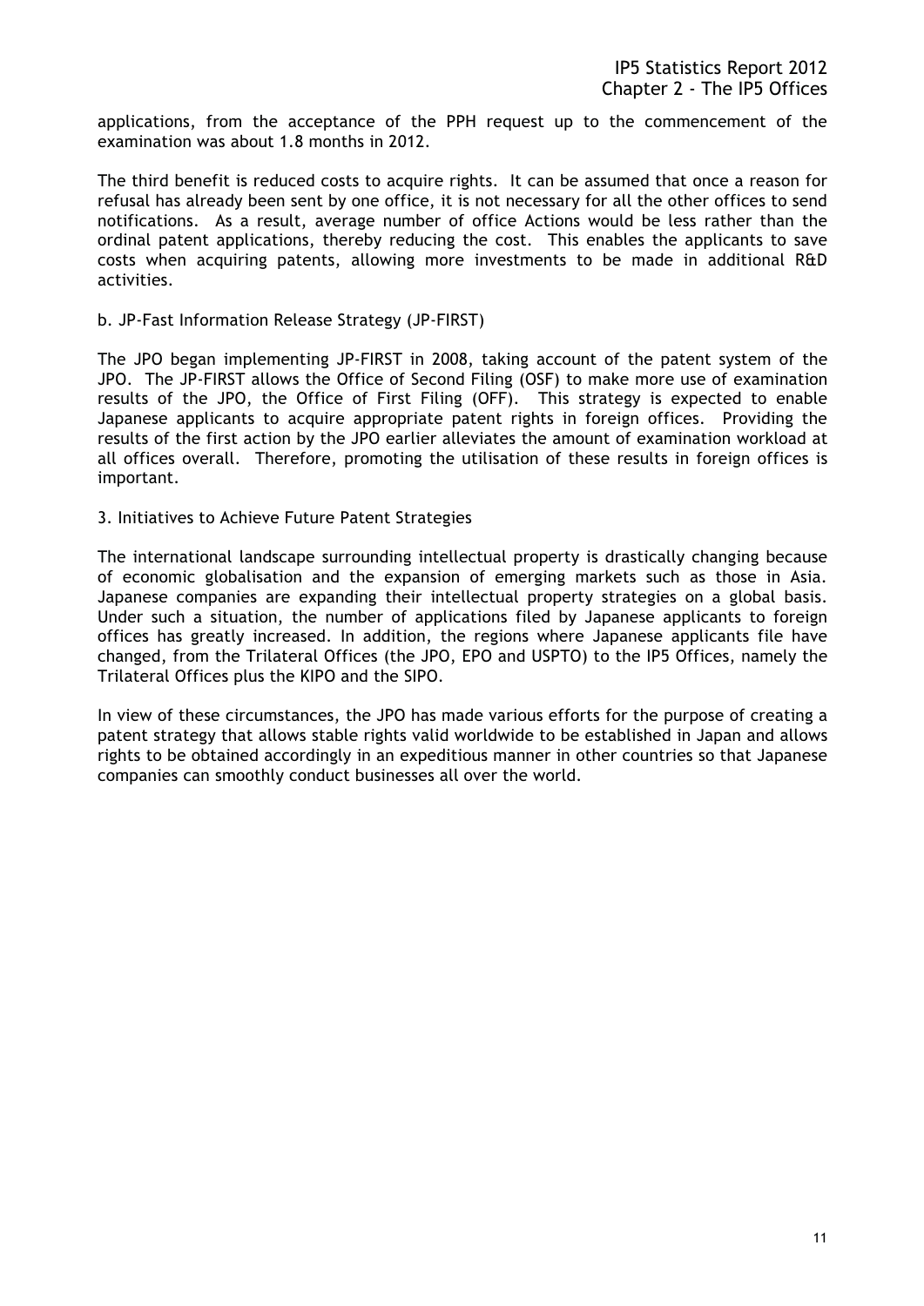applications, from the acceptance of the PPH request up to the commencement of the examination was about 1.8 months in 2012.

The third benefit is reduced costs to acquire rights. It can be assumed that once a reason for refusal has already been sent by one office, it is not necessary for all the other offices to send notifications. As a result, average number of office Actions would be less rather than the ordinal patent applications, thereby reducing the cost. This enables the applicants to save costs when acquiring patents, allowing more investments to be made in additional R&D activities.

### b. JP-Fast Information Release Strategy (JP-FIRST)

The JPO began implementing JP-FIRST in 2008, taking account of the patent system of the JPO. The JP-FIRST allows the Office of Second Filing (OSF) to make more use of examination results of the JPO, the Office of First Filing (OFF). This strategy is expected to enable Japanese applicants to acquire appropriate patent rights in foreign offices. Providing the results of the first action by the JPO earlier alleviates the amount of examination workload at all offices overall. Therefore, promoting the utilisation of these results in foreign offices is important.

## 3. Initiatives to Achieve Future Patent Strategies

The international landscape surrounding intellectual property is drastically changing because of economic globalisation and the expansion of emerging markets such as those in Asia. Japanese companies are expanding their intellectual property strategies on a global basis. Under such a situation, the number of applications filed by Japanese applicants to foreign offices has greatly increased. In addition, the regions where Japanese applicants file have changed, from the Trilateral Offices (the JPO, EPO and USPTO) to the IP5 Offices, namely the Trilateral Offices plus the KIPO and the SIPO.

In view of these circumstances, the JPO has made various efforts for the purpose of creating a patent strategy that allows stable rights valid worldwide to be established in Japan and allows rights to be obtained accordingly in an expeditious manner in other countries so that Japanese companies can smoothly conduct businesses all over the world.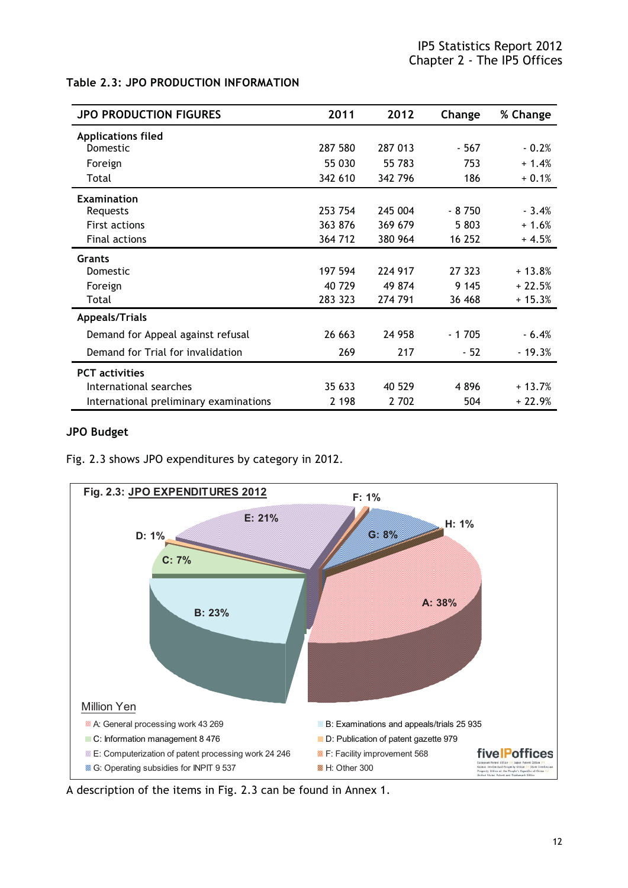**Table 2.3: JPO PRODUCTION INFORMATION**

| JPO PRODUCTION FIGURES | 2011 | 2012 | Change | % Change |
|---|---|---|---|---|
| **Applications filed** | | | | |
| Domestic | 287 580 | 287 013 | - 567 | - 0.2% |
| Foreign | 55 030 | 55 783 | 753 | + 1.4% |
| Total | 342 610 | 342 796 | 186 | + 0.1% |
| **Examination** | | | | |
| Requests | 253 754 | 245 004 | - 8 750 | - 3.4% |
| First actions | 363 876 | 369 679 | 5 803 | + 1.6% |
| Final actions | 364 712 | 380 964 | 16 252 | + 4.5% |
| **Grants** | | | | |
| Domestic | 197 594 | 224 917 | 27 323 | + 13.8% |
| Foreign | 40 729 | 49 874 | 9 145 | + 22.5% |
| Total | 283 323 | 274 791 | 36 468 | + 15.3% |
| **Appeals/Trials** | | | | |
| Demand for Appeal against refusal | 26 663 | 24 958 | - 1 705 | - 6.4% |
| Demand for Trial for invalidation | 269 | 217 | - 52 | - 19.3% |
| **PCT activities** | | | | |
| International searches | 35 633 | 40 529 | 4 896 | + 13.7% |
| International preliminary examinations | 2 198 | 2 702 | 504 | + 22.9% |

**JPO Budget**

Fig. 2.3 shows JPO expenditures by category in 2012.

**Fig. 2.3: JPO EXPENDITURES 2012**

Million Yen

- A: General processing work 43 269 (38%)
- B: Examinations and appeals/trials 25 935 (23%)
- C: Information management 8 476 (7%)
- D: Publication of patent gazette 979 (1%)
- E: Computerization of patent processing work 24 246 (21%)
- F: Facility improvement 568 (1%)
- G: Operating subsidies for INPIT 9 537 (8%)
- H: Other 300 (1%)

A description of the items in Fig. 2.3 can be found in Annex 1.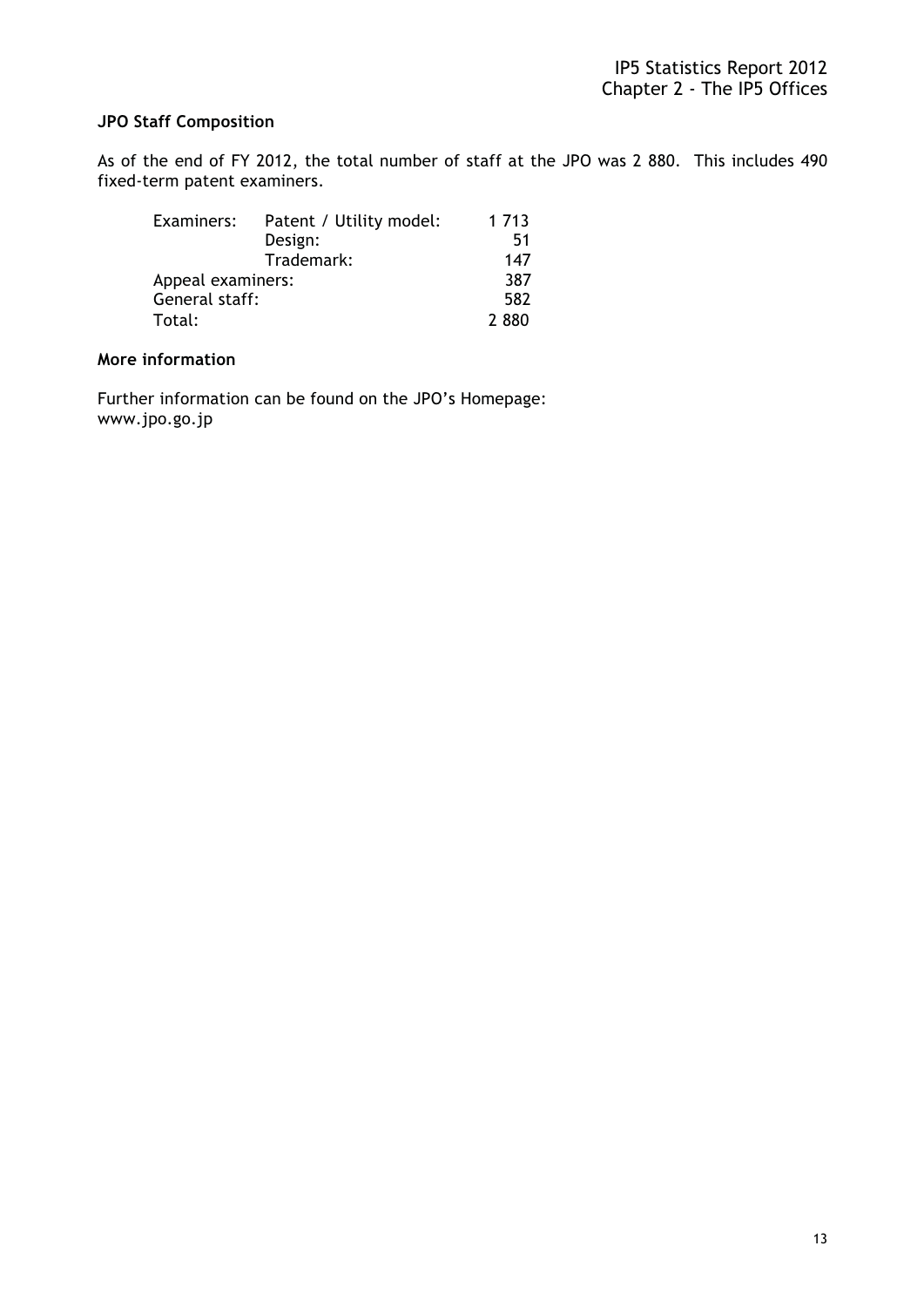**JPO Staff Composition**

As of the end of FY 2012, the total number of staff at the JPO was 2 880. This includes 490 fixed-term patent examiners.

| | | |
|---|---|---|
| Examiners: | Patent / Utility model: | 1 713 |
| | Design: | 51 |
| | Trademark: | 147 |
| Appeal examiners: | | 387 |
| General staff: | | 582 |
| Total: | | 2 880 |

**More information**

Further information can be found on the JPO's Homepage:
www.jpo.go.jp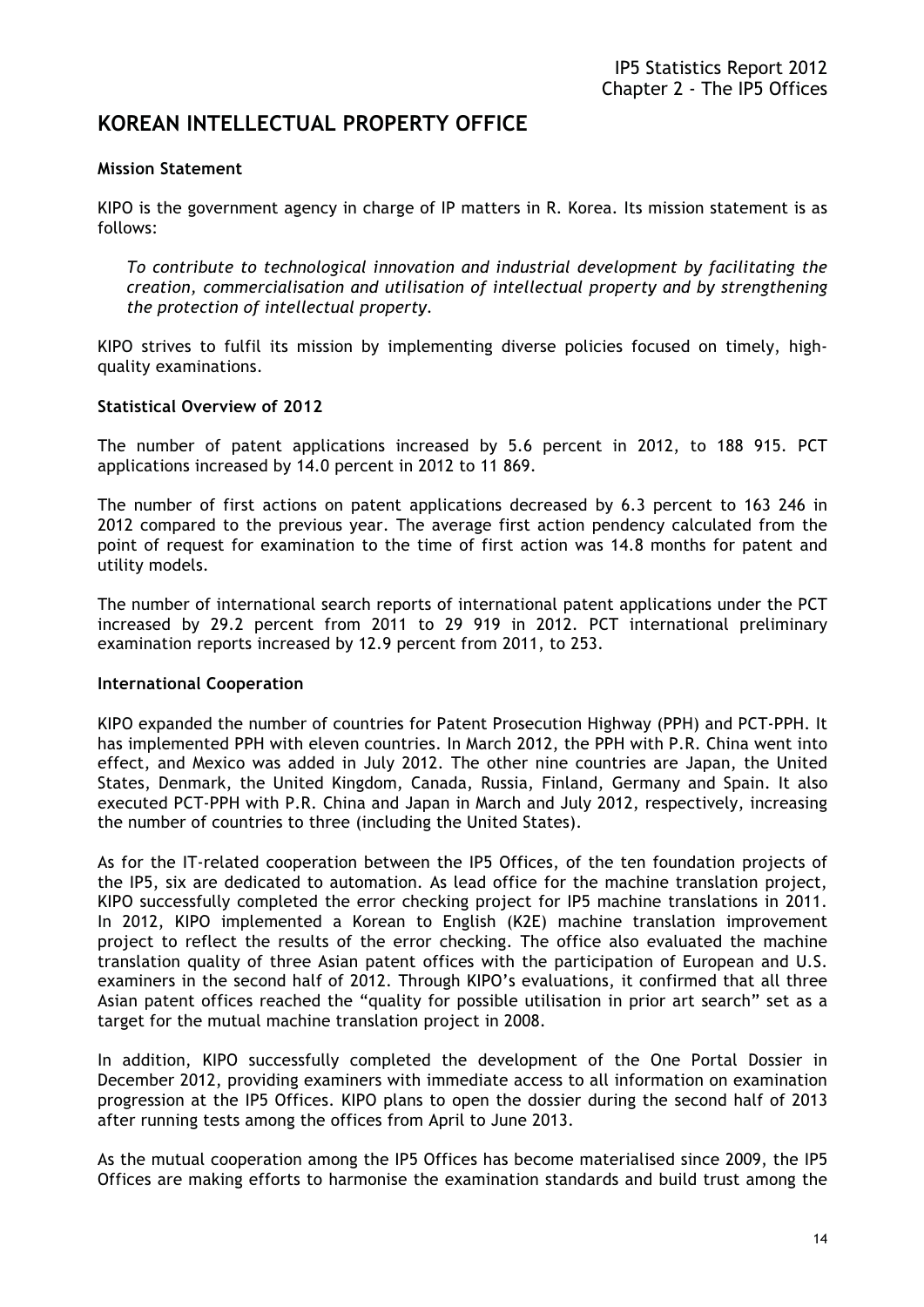# KOREAN INTELLECTUAL PROPERTY OFFICE

**Mission Statement**

KIPO is the government agency in charge of IP matters in R. Korea. Its mission statement is as follows:

*To contribute to technological innovation and industrial development by facilitating the creation, commercialisation and utilisation of intellectual property and by strengthening the protection of intellectual property.*

KIPO strives to fulfil its mission by implementing diverse policies focused on timely, high-quality examinations.

**Statistical Overview of 2012**

The number of patent applications increased by 5.6 percent in 2012, to 188 915. PCT applications increased by 14.0 percent in 2012 to 11 869.

The number of first actions on patent applications decreased by 6.3 percent to 163 246 in 2012 compared to the previous year. The average first action pendency calculated from the point of request for examination to the time of first action was 14.8 months for patent and utility models.

The number of international search reports of international patent applications under the PCT increased by 29.2 percent from 2011 to 29 919 in 2012. PCT international preliminary examination reports increased by 12.9 percent from 2011, to 253.

**International Cooperation**

KIPO expanded the number of countries for Patent Prosecution Highway (PPH) and PCT-PPH. It has implemented PPH with eleven countries. In March 2012, the PPH with P.R. China went into effect, and Mexico was added in July 2012. The other nine countries are Japan, the United States, Denmark, the United Kingdom, Canada, Russia, Finland, Germany and Spain. It also executed PCT-PPH with P.R. China and Japan in March and July 2012, respectively, increasing the number of countries to three (including the United States).

As for the IT-related cooperation between the IP5 Offices, of the ten foundation projects of the IP5, six are dedicated to automation. As lead office for the machine translation project, KIPO successfully completed the error checking project for IP5 machine translations in 2011. In 2012, KIPO implemented a Korean to English (K2E) machine translation improvement project to reflect the results of the error checking. The office also evaluated the machine translation quality of three Asian patent offices with the participation of European and U.S. examiners in the second half of 2012. Through KIPO's evaluations, it confirmed that all three Asian patent offices reached the "quality for possible utilisation in prior art search" set as a target for the mutual machine translation project in 2008.

In addition, KIPO successfully completed the development of the One Portal Dossier in December 2012, providing examiners with immediate access to all information on examination progression at the IP5 Offices. KIPO plans to open the dossier during the second half of 2013 after running tests among the offices from April to June 2013.

As the mutual cooperation among the IP5 Offices has become materialised since 2009, the IP5 Offices are making efforts to harmonise the examination standards and build trust among the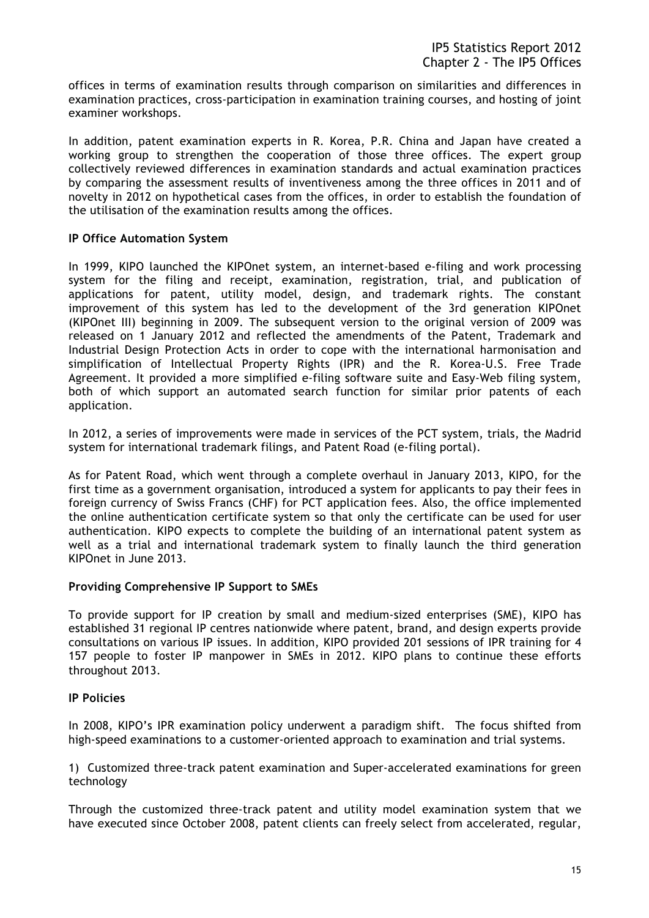offices in terms of examination results through comparison on similarities and differences in examination practices, cross-participation in examination training courses, and hosting of joint examiner workshops.

In addition, patent examination experts in R. Korea, P.R. China and Japan have created a working group to strengthen the cooperation of those three offices. The expert group collectively reviewed differences in examination standards and actual examination practices by comparing the assessment results of inventiveness among the three offices in 2011 and of novelty in 2012 on hypothetical cases from the offices, in order to establish the foundation of the utilisation of the examination results among the offices.

**IP Office Automation System**

In 1999, KIPO launched the KIPOnet system, an internet-based e-filing and work processing system for the filing and receipt, examination, registration, trial, and publication of applications for patent, utility model, design, and trademark rights. The constant improvement of this system has led to the development of the 3rd generation KIPOnet (KIPOnet III) beginning in 2009. The subsequent version to the original version of 2009 was released on 1 January 2012 and reflected the amendments of the Patent, Trademark and Industrial Design Protection Acts in order to cope with the international harmonisation and simplification of Intellectual Property Rights (IPR) and the R. Korea-U.S. Free Trade Agreement. It provided a more simplified e-filing software suite and Easy-Web filing system, both of which support an automated search function for similar prior patents of each application.

In 2012, a series of improvements were made in services of the PCT system, trials, the Madrid system for international trademark filings, and Patent Road (e-filing portal).

As for Patent Road, which went through a complete overhaul in January 2013, KIPO, for the first time as a government organisation, introduced a system for applicants to pay their fees in foreign currency of Swiss Francs (CHF) for PCT application fees. Also, the office implemented the online authentication certificate system so that only the certificate can be used for user authentication. KIPO expects to complete the building of an international patent system as well as a trial and international trademark system to finally launch the third generation KIPOnet in June 2013.

**Providing Comprehensive IP Support to SMEs**

To provide support for IP creation by small and medium-sized enterprises (SME), KIPO has established 31 regional IP centres nationwide where patent, brand, and design experts provide consultations on various IP issues. In addition, KIPO provided 201 sessions of IPR training for 4 157 people to foster IP manpower in SMEs in 2012. KIPO plans to continue these efforts throughout 2013.

**IP Policies**

In 2008, KIPO's IPR examination policy underwent a paradigm shift. The focus shifted from high-speed examinations to a customer-oriented approach to examination and trial systems.

1) Customized three-track patent examination and Super-accelerated examinations for green technology

Through the customized three-track patent and utility model examination system that we have executed since October 2008, patent clients can freely select from accelerated, regular,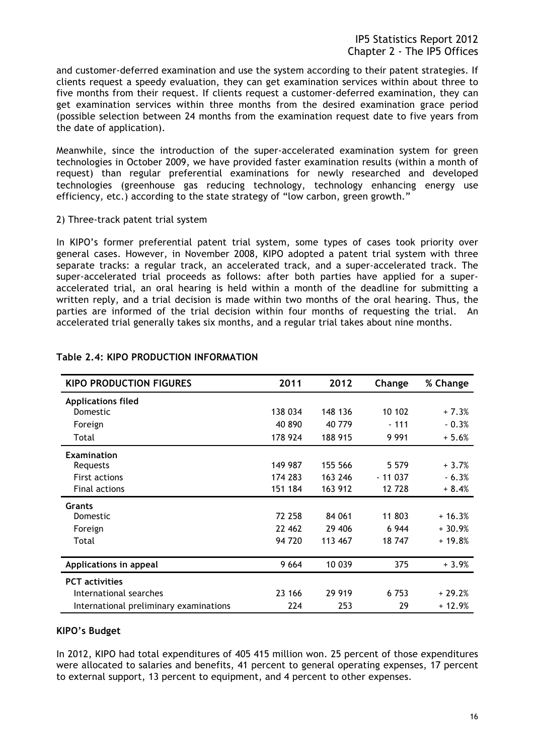and customer-deferred examination and use the system according to their patent strategies. If clients request a speedy evaluation, they can get examination services within about three to five months from their request. If clients request a customer-deferred examination, they can get examination services within three months from the desired examination grace period (possible selection between 24 months from the examination request date to five years from the date of application).

Meanwhile, since the introduction of the super-accelerated examination system for green technologies in October 2009, we have provided faster examination results (within a month of request) than regular preferential examinations for newly researched and developed technologies (greenhouse gas reducing technology, technology enhancing energy use efficiency, etc.) according to the state strategy of "low carbon, green growth."

2) Three-track patent trial system

In KIPO's former preferential patent trial system, some types of cases took priority over general cases. However, in November 2008, KIPO adopted a patent trial system with three separate tracks: a regular track, an accelerated track, and a super-accelerated track. The super-accelerated trial proceeds as follows: after both parties have applied for a super-accelerated trial, an oral hearing is held within a month of the deadline for submitting a written reply, and a trial decision is made within two months of the oral hearing. Thus, the parties are informed of the trial decision within four months of requesting the trial. An accelerated trial generally takes six months, and a regular trial takes about nine months.

**Table 2.4: KIPO PRODUCTION INFORMATION**

| KIPO PRODUCTION FIGURES | 2011 | 2012 | Change | % Change |
|---|---|---|---|---|
| **Applications filed** | | | | |
| Domestic | 138 034 | 148 136 | 10 102 | + 7.3% |
| Foreign | 40 890 | 40 779 | - 111 | - 0.3% |
| Total | 178 924 | 188 915 | 9 991 | + 5.6% |
| **Examination** | | | | |
| Requests | 149 987 | 155 566 | 5 579 | + 3.7% |
| First actions | 174 283 | 163 246 | - 11 037 | - 6.3% |
| Final actions | 151 184 | 163 912 | 12 728 | + 8.4% |
| **Grants** | | | | |
| Domestic | 72 258 | 84 061 | 11 803 | + 16.3% |
| Foreign | 22 462 | 29 406 | 6 944 | + 30.9% |
| Total | 94 720 | 113 467 | 18 747 | + 19.8% |
| **Applications in appeal** | 9 664 | 10 039 | 375 | + 3.9% |
| **PCT activities** | | | | |
| International searches | 23 166 | 29 919 | 6 753 | + 29.2% |
| International preliminary examinations | 224 | 253 | 29 | + 12.9% |

**KIPO's Budget**

In 2012, KIPO had total expenditures of 405 415 million won. 25 percent of those expenditures were allocated to salaries and benefits, 41 percent to general operating expenses, 17 percent to external support, 13 percent to equipment, and 4 percent to other expenses.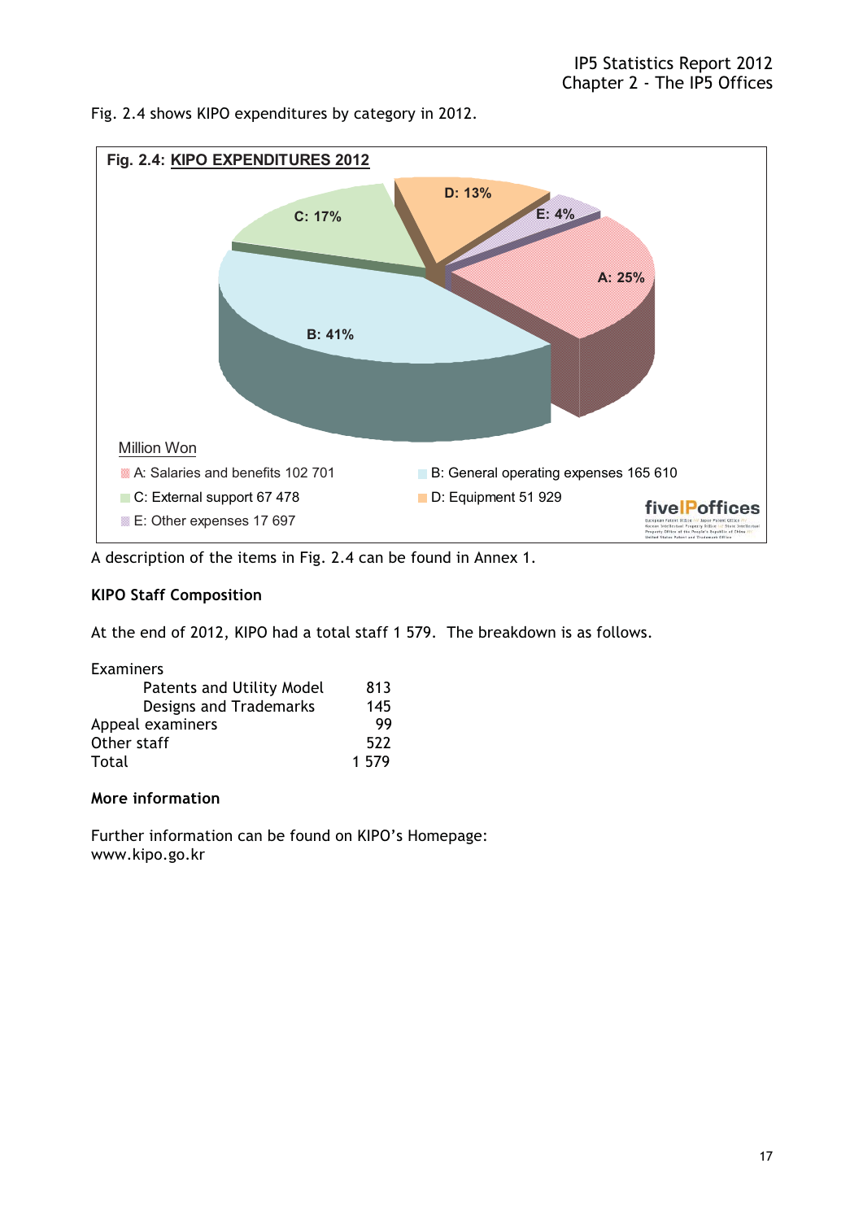Fig. 2.4 shows KIPO expenditures by category in 2012.

**Fig. 2.4: KIPO EXPENDITURES 2012**

D: 13%
E: 4%
C: 17%
A: 25%
B: 41%

Million Won

- A: Salaries and benefits 102 701
- B: General operating expenses 165 610
- C: External support 67 478
- D: Equipment 51 929
- E: Other expenses 17 697

A description of the items in Fig. 2.4 can be found in Annex 1.

**KIPO Staff Composition**

At the end of 2012, KIPO had a total staff 1 579. The breakdown is as follows.

| | |
|---|---|
| Examiners | |
| Patents and Utility Model | 813 |
| Designs and Trademarks | 145 |
| Appeal examiners | 99 |
| Other staff | 522 |
| Total | 1 579 |

**More information**

Further information can be found on KIPO's Homepage:
www.kipo.go.kr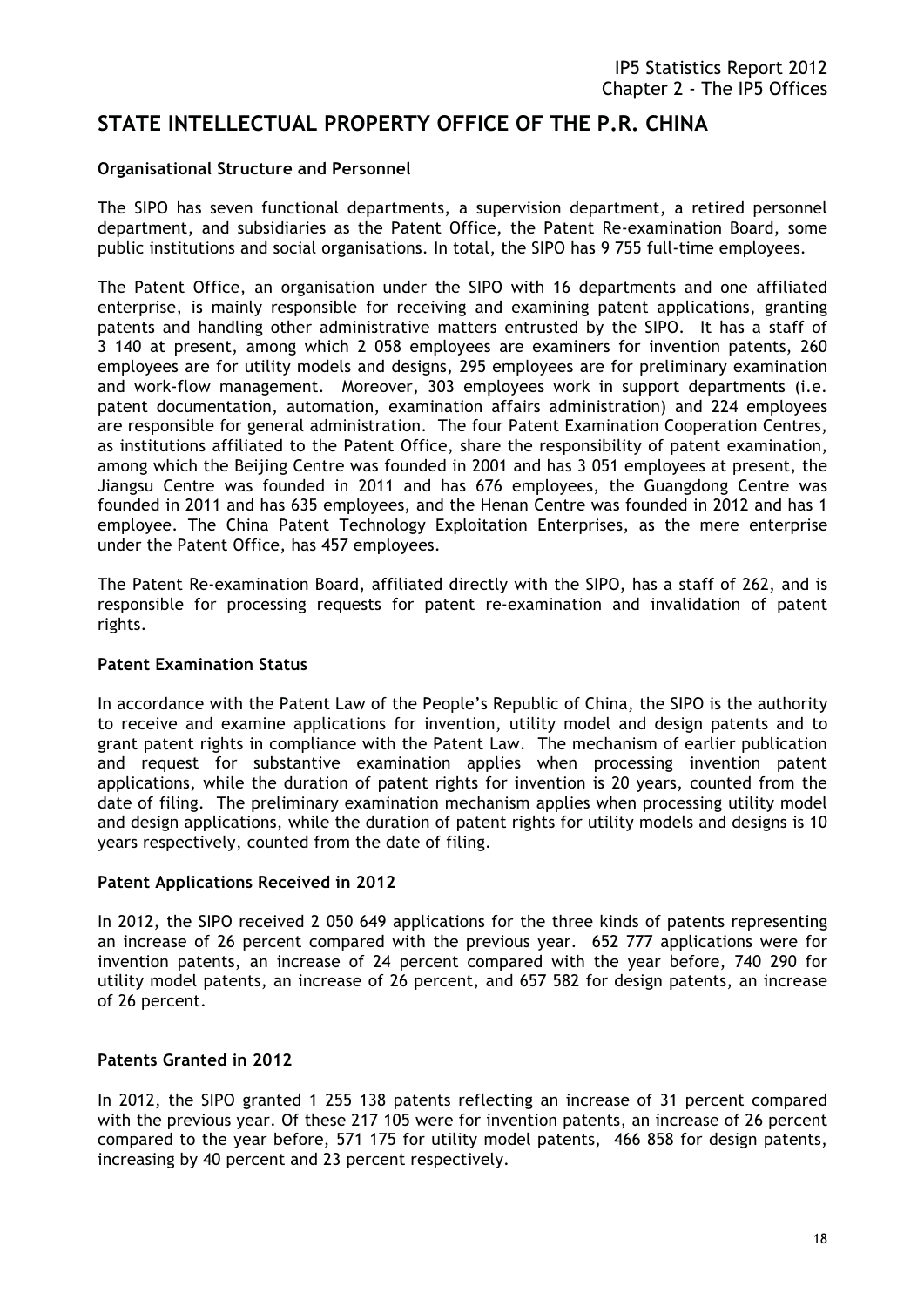## STATE INTELLECTUAL PROPERTY OFFICE OF THE P.R. CHINA

### Organisational Structure and Personnel

The SIPO has seven functional departments, a supervision department, a retired personnel department, and subsidiaries as the Patent Office, the Patent Re-examination Board, some public institutions and social organisations. In total, the SIPO has 9 755 full-time employees.

The Patent Office, an organisation under the SIPO with 16 departments and one affiliated enterprise, is mainly responsible for receiving and examining patent applications, granting patents and handling other administrative matters entrusted by the SIPO. It has a staff of 3 140 at present, among which 2 058 employees are examiners for invention patents, 260 employees are for utility models and designs, 295 employees are for preliminary examination and work-flow management. Moreover, 303 employees work in support departments (i.e. patent documentation, automation, examination affairs administration) and 224 employees are responsible for general administration. The four Patent Examination Cooperation Centres, as institutions affiliated to the Patent Office, share the responsibility of patent examination, among which the Beijing Centre was founded in 2001 and has 3 051 employees at present, the Jiangsu Centre was founded in 2011 and has 676 employees, the Guangdong Centre was founded in 2011 and has 635 employees, and the Henan Centre was founded in 2012 and has 1 employee. The China Patent Technology Exploitation Enterprises, as the mere enterprise under the Patent Office, has 457 employees.

The Patent Re-examination Board, affiliated directly with the SIPO, has a staff of 262, and is responsible for processing requests for patent re-examination and invalidation of patent rights.

### Patent Examination Status

In accordance with the Patent Law of the People's Republic of China, the SIPO is the authority to receive and examine applications for invention, utility model and design patents and to grant patent rights in compliance with the Patent Law. The mechanism of earlier publication and request for substantive examination applies when processing invention patent applications, while the duration of patent rights for invention is 20 years, counted from the date of filing. The preliminary examination mechanism applies when processing utility model and design applications, while the duration of patent rights for utility models and designs is 10 years respectively, counted from the date of filing.

### Patent Applications Received in 2012

In 2012, the SIPO received 2 050 649 applications for the three kinds of patents representing an increase of 26 percent compared with the previous year. 652 777 applications were for invention patents, an increase of 24 percent compared with the year before, 740 290 for utility model patents, an increase of 26 percent, and 657 582 for design patents, an increase of 26 percent.

### Patents Granted in 2012

In 2012, the SIPO granted 1 255 138 patents reflecting an increase of 31 percent compared with the previous year. Of these 217 105 were for invention patents, an increase of 26 percent compared to the year before, 571 175 for utility model patents, 466 858 for design patents, increasing by 40 percent and 23 percent respectively.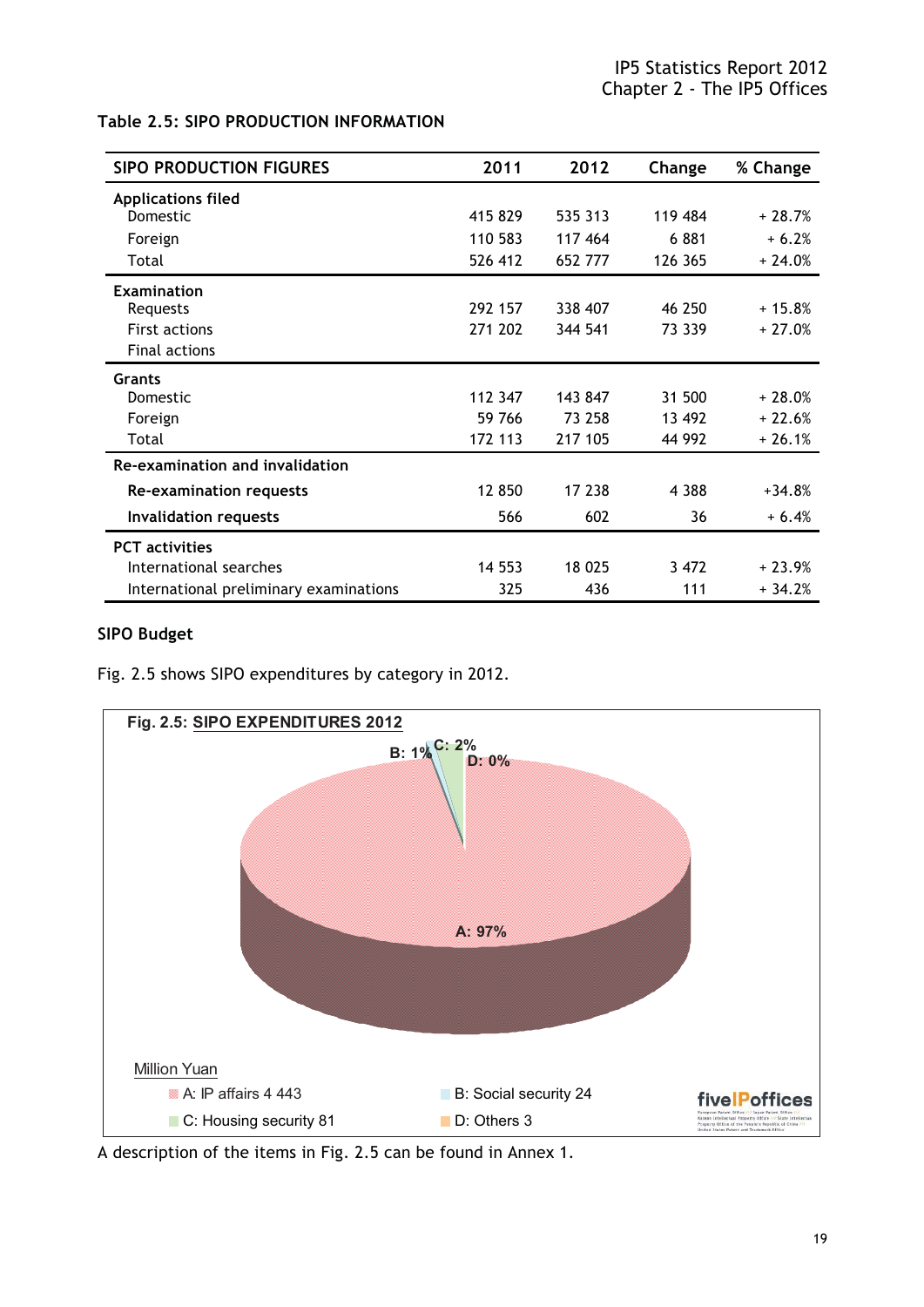**Table 2.5: SIPO PRODUCTION INFORMATION**

| SIPO PRODUCTION FIGURES | 2011 | 2012 | Change | % Change |
|---|---|---|---|---|
| **Applications filed** | | | | |
| Domestic | 415 829 | 535 313 | 119 484 | + 28.7% |
| Foreign | 110 583 | 117 464 | 6 881 | + 6.2% |
| Total | 526 412 | 652 777 | 126 365 | + 24.0% |
| **Examination** | | | | |
| Requests | 292 157 | 338 407 | 46 250 | + 15.8% |
| First actions | 271 202 | 344 541 | 73 339 | + 27.0% |
| Final actions | | | | |
| **Grants** | | | | |
| Domestic | 112 347 | 143 847 | 31 500 | + 28.0% |
| Foreign | 59 766 | 73 258 | 13 492 | + 22.6% |
| Total | 172 113 | 217 105 | 44 992 | + 26.1% |
| **Re-examination and invalidation** | | | | |
| **Re-examination requests** | 12 850 | 17 238 | 4 388 | +34.8% |
| **Invalidation requests** | 566 | 602 | 36 | + 6.4% |
| **PCT activities** | | | | |
| International searches | 14 553 | 18 025 | 3 472 | + 23.9% |
| International preliminary examinations | 325 | 436 | 111 | + 34.2% |

**SIPO Budget**

Fig. 2.5 shows SIPO expenditures by category in 2012.

**Fig. 2.5: SIPO EXPENDITURES 2012**

A: 97%, B: 1%, C: 2%, D: 0%

Million Yuan

- A: IP affairs 4 443
- B: Social security 24
- C: Housing security 81
- D: Others 3

A description of the items in Fig. 2.5 can be found in Annex 1.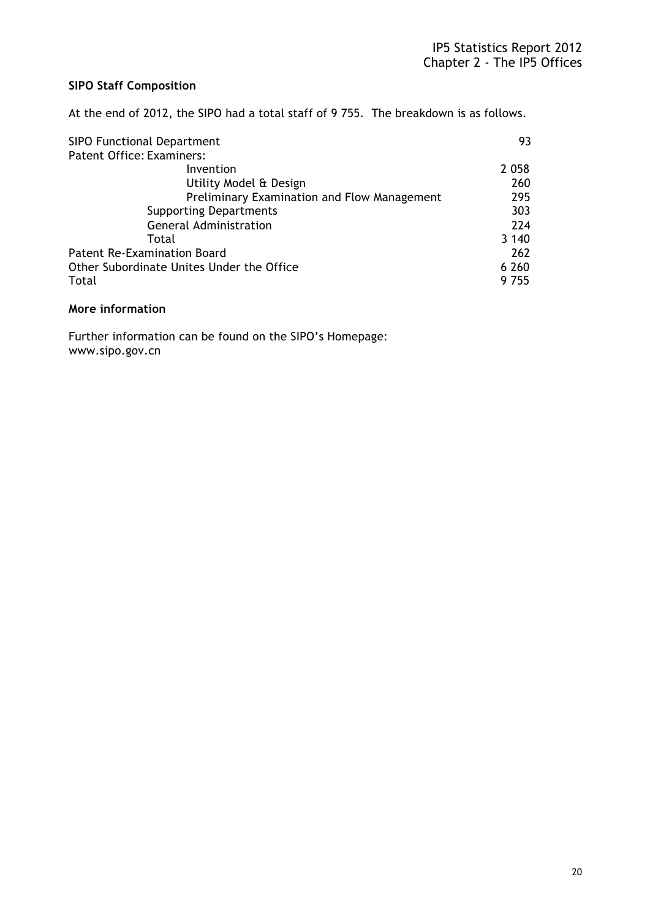**SIPO Staff Composition**

At the end of 2012, the SIPO had a total staff of 9 755. The breakdown is as follows.

| | |
|---|---|
| SIPO Functional Department | 93 |
| Patent Office: Examiners: | |
| Invention | 2 058 |
| Utility Model & Design | 260 |
| Preliminary Examination and Flow Management | 295 |
| Supporting Departments | 303 |
| General Administration | 224 |
| Total | 3 140 |
| Patent Re-Examination Board | 262 |
| Other Subordinate Unites Under the Office | 6 260 |
| Total | 9 755 |

**More information**

Further information can be found on the SIPO's Homepage:
www.sipo.gov.cn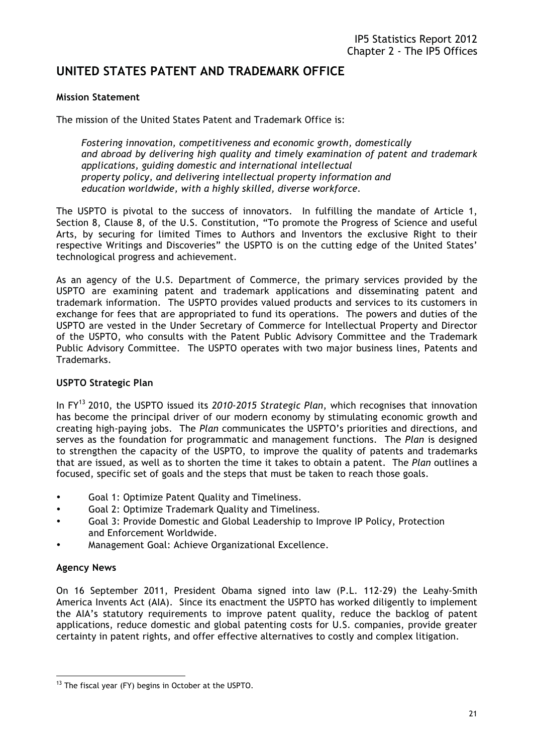# UNITED STATES PATENT AND TRADEMARK OFFICE

### Mission Statement

The mission of the United States Patent and Trademark Office is:

> *Fostering innovation, competitiveness and economic growth, domestically and abroad by delivering high quality and timely examination of patent and trademark applications, guiding domestic and international intellectual property policy, and delivering intellectual property information and education worldwide, with a highly skilled, diverse workforce.*

The USPTO is pivotal to the success of innovators. In fulfilling the mandate of Article 1, Section 8, Clause 8, of the U.S. Constitution, "To promote the Progress of Science and useful Arts, by securing for limited Times to Authors and Inventors the exclusive Right to their respective Writings and Discoveries" the USPTO is on the cutting edge of the United States' technological progress and achievement.

As an agency of the U.S. Department of Commerce, the primary services provided by the USPTO are examining patent and trademark applications and disseminating patent and trademark information. The USPTO provides valued products and services to its customers in exchange for fees that are appropriated to fund its operations. The powers and duties of the USPTO are vested in the Under Secretary of Commerce for Intellectual Property and Director of the USPTO, who consults with the Patent Public Advisory Committee and the Trademark Public Advisory Committee. The USPTO operates with two major business lines, Patents and Trademarks.

### USPTO Strategic Plan

In FY[13] 2010, the USPTO issued its *2010-2015 Strategic Plan*, which recognises that innovation has become the principal driver of our modern economy by stimulating economic growth and creating high-paying jobs. The *Plan* communicates the USPTO's priorities and directions, and serves as the foundation for programmatic and management functions. The *Plan* is designed to strengthen the capacity of the USPTO, to improve the quality of patents and trademarks that are issued, as well as to shorten the time it takes to obtain a patent. The *Plan* outlines a focused, specific set of goals and the steps that must be taken to reach those goals.

- Goal 1: Optimize Patent Quality and Timeliness.
- Goal 2: Optimize Trademark Quality and Timeliness.
- Goal 3: Provide Domestic and Global Leadership to Improve IP Policy, Protection and Enforcement Worldwide.
- Management Goal: Achieve Organizational Excellence.

### Agency News

On 16 September 2011, President Obama signed into law (P.L. 112-29) the Leahy-Smith America Invents Act (AIA). Since its enactment the USPTO has worked diligently to implement the AIA's statutory requirements to improve patent quality, reduce the backlog of patent applications, reduce domestic and global patenting costs for U.S. companies, provide greater certainty in patent rights, and offer effective alternatives to costly and complex litigation.

[13] The fiscal year (FY) begins in October at the USPTO.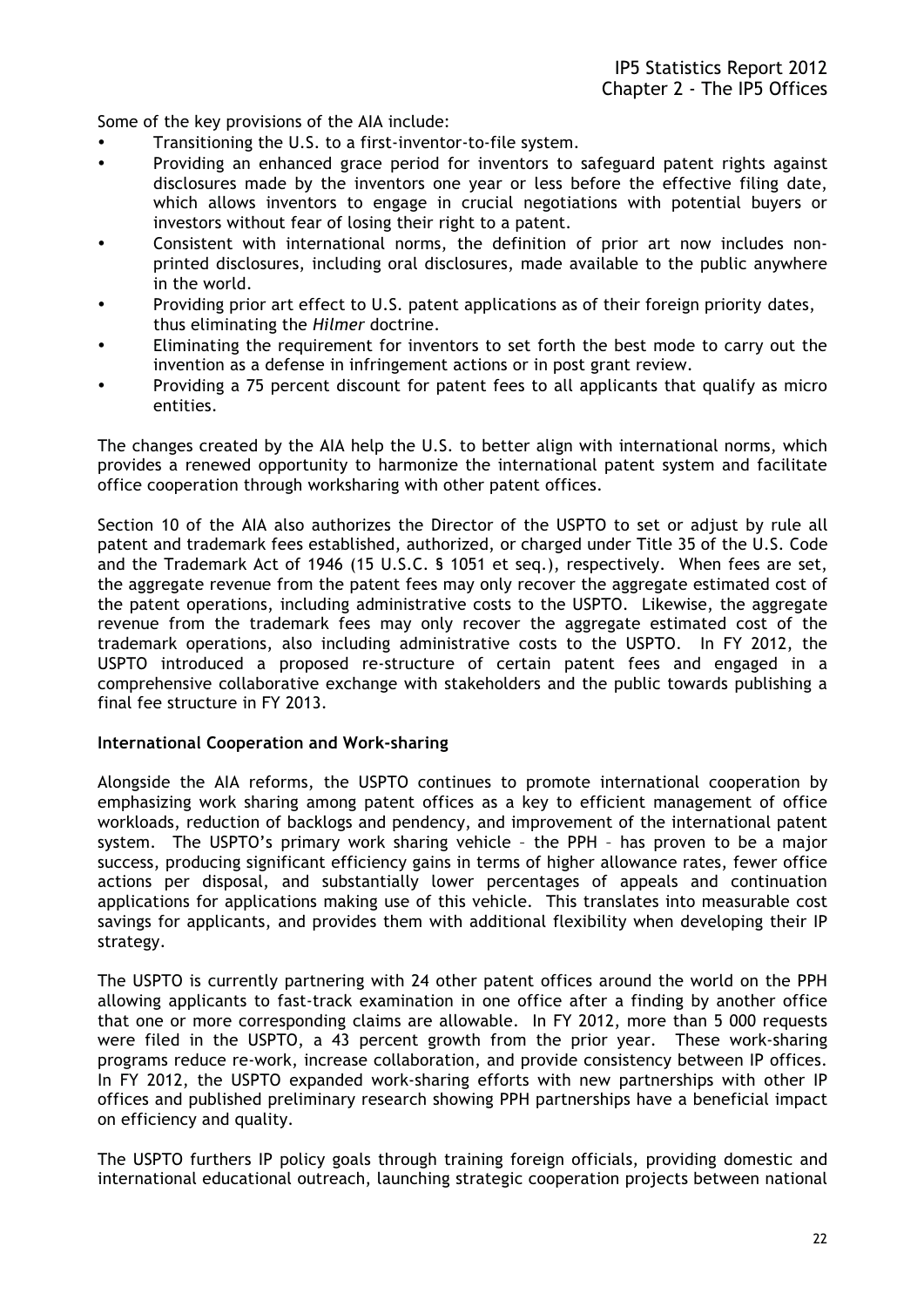Some of the key provisions of the AIA include:

- Transitioning the U.S. to a first-inventor-to-file system.
- Providing an enhanced grace period for inventors to safeguard patent rights against disclosures made by the inventors one year or less before the effective filing date, which allows inventors to engage in crucial negotiations with potential buyers or investors without fear of losing their right to a patent.
- Consistent with international norms, the definition of prior art now includes non-printed disclosures, including oral disclosures, made available to the public anywhere in the world.
- Providing prior art effect to U.S. patent applications as of their foreign priority dates, thus eliminating the *Hilmer* doctrine.
- Eliminating the requirement for inventors to set forth the best mode to carry out the invention as a defense in infringement actions or in post grant review.
- Providing a 75 percent discount for patent fees to all applicants that qualify as micro entities.

The changes created by the AIA help the U.S. to better align with international norms, which provides a renewed opportunity to harmonize the international patent system and facilitate office cooperation through worksharing with other patent offices.

Section 10 of the AIA also authorizes the Director of the USPTO to set or adjust by rule all patent and trademark fees established, authorized, or charged under Title 35 of the U.S. Code and the Trademark Act of 1946 (15 U.S.C. § 1051 et seq.), respectively. When fees are set, the aggregate revenue from the patent fees may only recover the aggregate estimated cost of the patent operations, including administrative costs to the USPTO. Likewise, the aggregate revenue from the trademark fees may only recover the aggregate estimated cost of the trademark operations, also including administrative costs to the USPTO. In FY 2012, the USPTO introduced a proposed re-structure of certain patent fees and engaged in a comprehensive collaborative exchange with stakeholders and the public towards publishing a final fee structure in FY 2013.

**International Cooperation and Work-sharing**

Alongside the AIA reforms, the USPTO continues to promote international cooperation by emphasizing work sharing among patent offices as a key to efficient management of office workloads, reduction of backlogs and pendency, and improvement of the international patent system. The USPTO's primary work sharing vehicle – the PPH – has proven to be a major success, producing significant efficiency gains in terms of higher allowance rates, fewer office actions per disposal, and substantially lower percentages of appeals and continuation applications for applications making use of this vehicle. This translates into measurable cost savings for applicants, and provides them with additional flexibility when developing their IP strategy.

The USPTO is currently partnering with 24 other patent offices around the world on the PPH allowing applicants to fast-track examination in one office after a finding by another office that one or more corresponding claims are allowable. In FY 2012, more than 5 000 requests were filed in the USPTO, a 43 percent growth from the prior year. These work-sharing programs reduce re-work, increase collaboration, and provide consistency between IP offices. In FY 2012, the USPTO expanded work-sharing efforts with new partnerships with other IP offices and published preliminary research showing PPH partnerships have a beneficial impact on efficiency and quality.

The USPTO furthers IP policy goals through training foreign officials, providing domestic and international educational outreach, launching strategic cooperation projects between national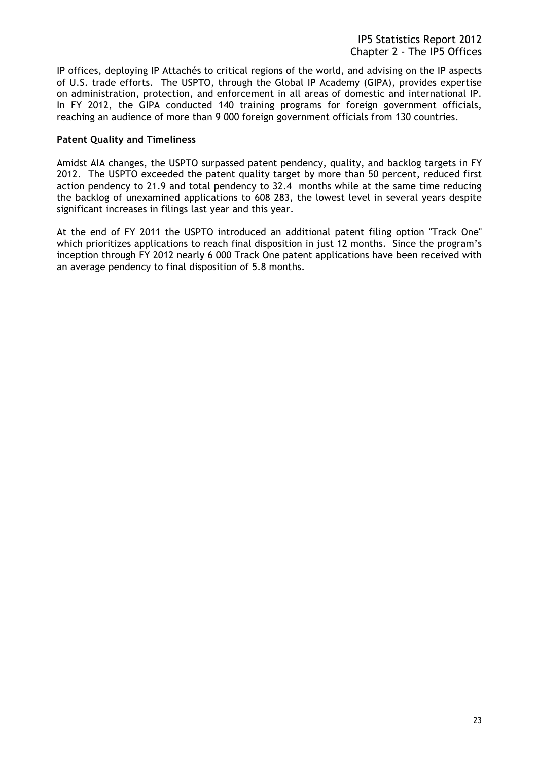IP offices, deploying IP Attachés to critical regions of the world, and advising on the IP aspects of U.S. trade efforts. The USPTO, through the Global IP Academy (GIPA), provides expertise on administration, protection, and enforcement in all areas of domestic and international IP. In FY 2012, the GIPA conducted 140 training programs for foreign government officials, reaching an audience of more than 9 000 foreign government officials from 130 countries.

**Patent Quality and Timeliness**

Amidst AIA changes, the USPTO surpassed patent pendency, quality, and backlog targets in FY 2012. The USPTO exceeded the patent quality target by more than 50 percent, reduced first action pendency to 21.9 and total pendency to 32.4 months while at the same time reducing the backlog of unexamined applications to 608 283, the lowest level in several years despite significant increases in filings last year and this year.

At the end of FY 2011 the USPTO introduced an additional patent filing option "Track One" which prioritizes applications to reach final disposition in just 12 months. Since the program's inception through FY 2012 nearly 6 000 Track One patent applications have been received with an average pendency to final disposition of 5.8 months.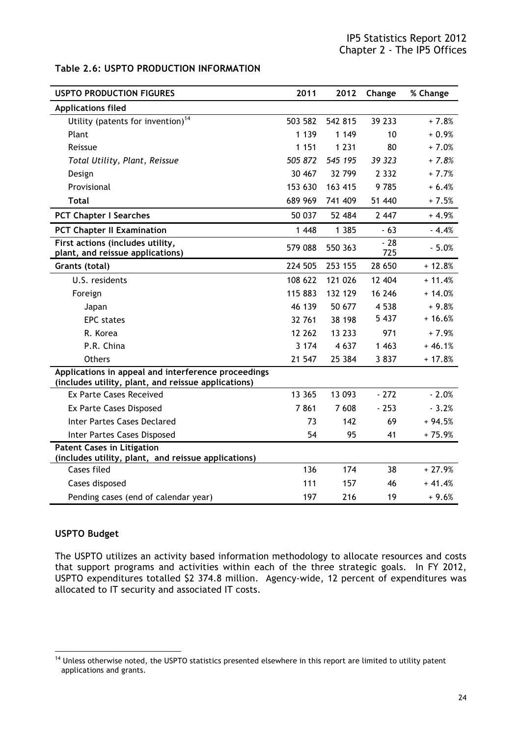**Table 2.6: USPTO PRODUCTION INFORMATION**

| USPTO PRODUCTION FIGURES | 2011 | 2012 | Change | % Change |
|---|---|---|---|---|
| **Applications filed** | | | | |
| Utility (patents for invention)[14] | 503 582 | 542 815 | 39 233 | + 7.8% |
| Plant | 1 139 | 1 149 | 10 | + 0.9% |
| Reissue | 1 151 | 1 231 | 80 | + 7.0% |
| *Total Utility, Plant, Reissue* | *505 872* | *545 195* | *39 323* | *+ 7.8%* |
| Design | 30 467 | 32 799 | 2 332 | + 7.7% |
| Provisional | 153 630 | 163 415 | 9 785 | + 6.4% |
| **Total** | 689 969 | 741 409 | 51 440 | + 7.5% |
| **PCT Chapter I Searches** | 50 037 | 52 484 | 2 447 | + 4.9% |
| **PCT Chapter II Examination** | 1 448 | 1 385 | - 63 | - 4.4% |
| **First actions (includes utility, plant, and reissue applications)** | 579 088 | 550 363 | - 28 725 | - 5.0% |
| **Grants (total)** | 224 505 | 253 155 | 28 650 | + 12.8% |
| U.S. residents | 108 622 | 121 026 | 12 404 | + 11.4% |
| Foreign | 115 883 | 132 129 | 16 246 | + 14.0% |
| Japan | 46 139 | 50 677 | 4 538 | + 9.8% |
| EPC states | 32 761 | 38 198 | 5 437 | + 16.6% |
| R. Korea | 12 262 | 13 233 | 971 | + 7.9% |
| P.R. China | 3 174 | 4 637 | 1 463 | + 46.1% |
| Others | 21 547 | 25 384 | 3 837 | + 17.8% |
| **Applications in appeal and interference proceedings (includes utility, plant, and reissue applications)** | | | | |
| Ex Parte Cases Received | 13 365 | 13 093 | - 272 | - 2.0% |
| Ex Parte Cases Disposed | 7 861 | 7 608 | - 253 | - 3.2% |
| Inter Partes Cases Declared | 73 | 142 | 69 | + 94.5% |
| Inter Partes Cases Disposed | 54 | 95 | 41 | + 75.9% |
| **Patent Cases in Litigation (includes utility, plant, and reissue applications)** | | | | |
| Cases filed | 136 | 174 | 38 | + 27.9% |
| Cases disposed | 111 | 157 | 46 | + 41.4% |
| Pending cases (end of calendar year) | 197 | 216 | 19 | + 9.6% |

**USPTO Budget**

The USPTO utilizes an activity based information methodology to allocate resources and costs that support programs and activities within each of the three strategic goals. In FY 2012, USPTO expenditures totalled $2 374.8 million. Agency-wide, 12 percent of expenditures was allocated to IT security and associated IT costs.

[14] Unless otherwise noted, the USPTO statistics presented elsewhere in this report are limited to utility patent applications and grants.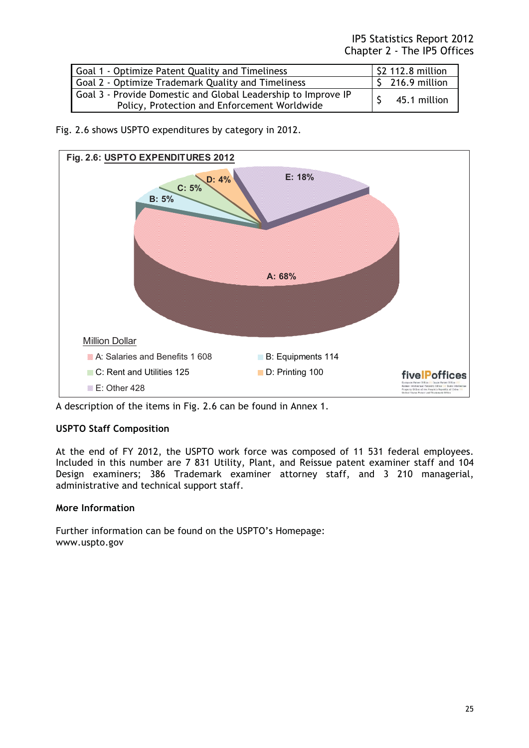| | |
|---|---|
| Goal 1 - Optimize Patent Quality and Timeliness | $2 112.8 million |
| Goal 2 - Optimize Trademark Quality and Timeliness | $ 216.9 million |
| Goal 3 - Provide Domestic and Global Leadership to Improve IP Policy, Protection and Enforcement Worldwide | $ 45.1 million |

Fig. 2.6 shows USPTO expenditures by category in 2012.

Fig. 2.6: USPTO EXPENDITURES 2012

E: 18%
D: 4%
C: 5%
B: 5%
A: 68%

Million Dollar

A: Salaries and Benefits 1 608
B: Equipments 114
C: Rent and Utilities 125
D: Printing 100
E: Other 428

fiveIPoffices

A description of the items in Fig. 2.6 can be found in Annex 1.

**USPTO Staff Composition**

At the end of FY 2012, the USPTO work force was composed of 11 531 federal employees. Included in this number are 7 831 Utility, Plant, and Reissue patent examiner staff and 104 Design examiners; 386 Trademark examiner attorney staff, and 3 210 managerial, administrative and technical support staff.

**More Information**

Further information can be found on the USPTO's Homepage:
www.uspto.gov